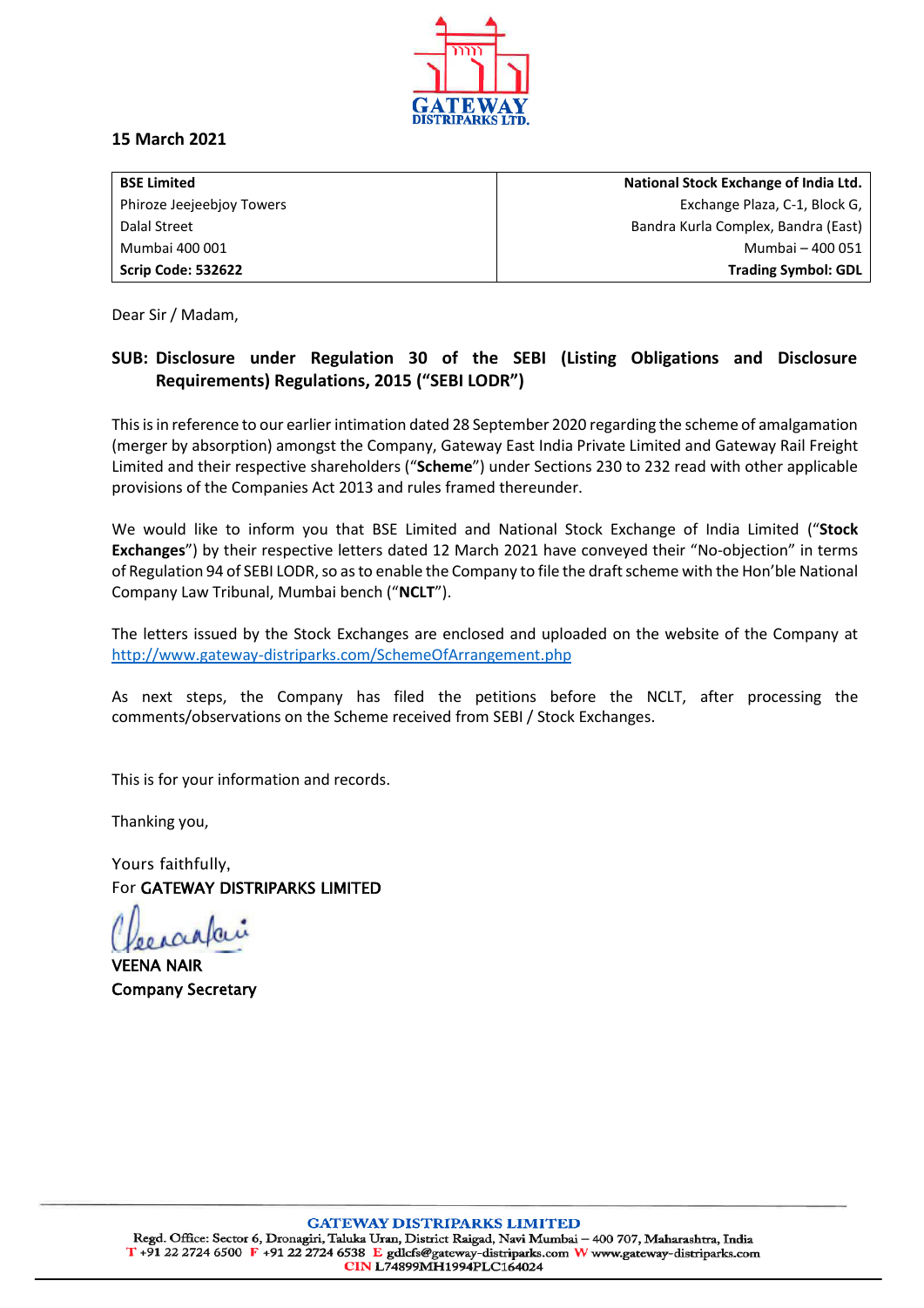**15 March 2021**

| **BSE Limited** | **National Stock Exchange of India Ltd.** |
|---|---|
| Phiroze Jeejeebjoy Towers | Exchange Plaza, C-1, Block G, |
| Dalal Street | Bandra Kurla Complex, Bandra (East) |
| Mumbai 400 001 | Mumbai – 400 051 |
| **Scrip Code: 532622** | **Trading Symbol: GDL** |

Dear Sir / Madam,

**SUB: Disclosure under Regulation 30 of the SEBI (Listing Obligations and Disclosure Requirements) Regulations, 2015 ("SEBI LODR")**

This is in reference to our earlier intimation dated 28 September 2020 regarding the scheme of amalgamation (merger by absorption) amongst the Company, Gateway East India Private Limited and Gateway Rail Freight Limited and their respective shareholders ("**Scheme**") under Sections 230 to 232 read with other applicable provisions of the Companies Act 2013 and rules framed thereunder.

We would like to inform you that BSE Limited and National Stock Exchange of India Limited ("**Stock Exchanges**") by their respective letters dated 12 March 2021 have conveyed their "No-objection" in terms of Regulation 94 of SEBI LODR, so as to enable the Company to file the draft scheme with the Hon'ble National Company Law Tribunal, Mumbai bench ("**NCLT**").

The letters issued by the Stock Exchanges are enclosed and uploaded on the website of the Company at http://www.gateway-distriparks.com/SchemeOfArrangement.php

As next steps, the Company has filed the petitions before the NCLT, after processing the comments/observations on the Scheme received from SEBI / Stock Exchanges.

This is for your information and records.

Thanking you,

Yours faithfully,
For GATEWAY DISTRIPARKS LIMITED

VEENA NAIR
**Company Secretary**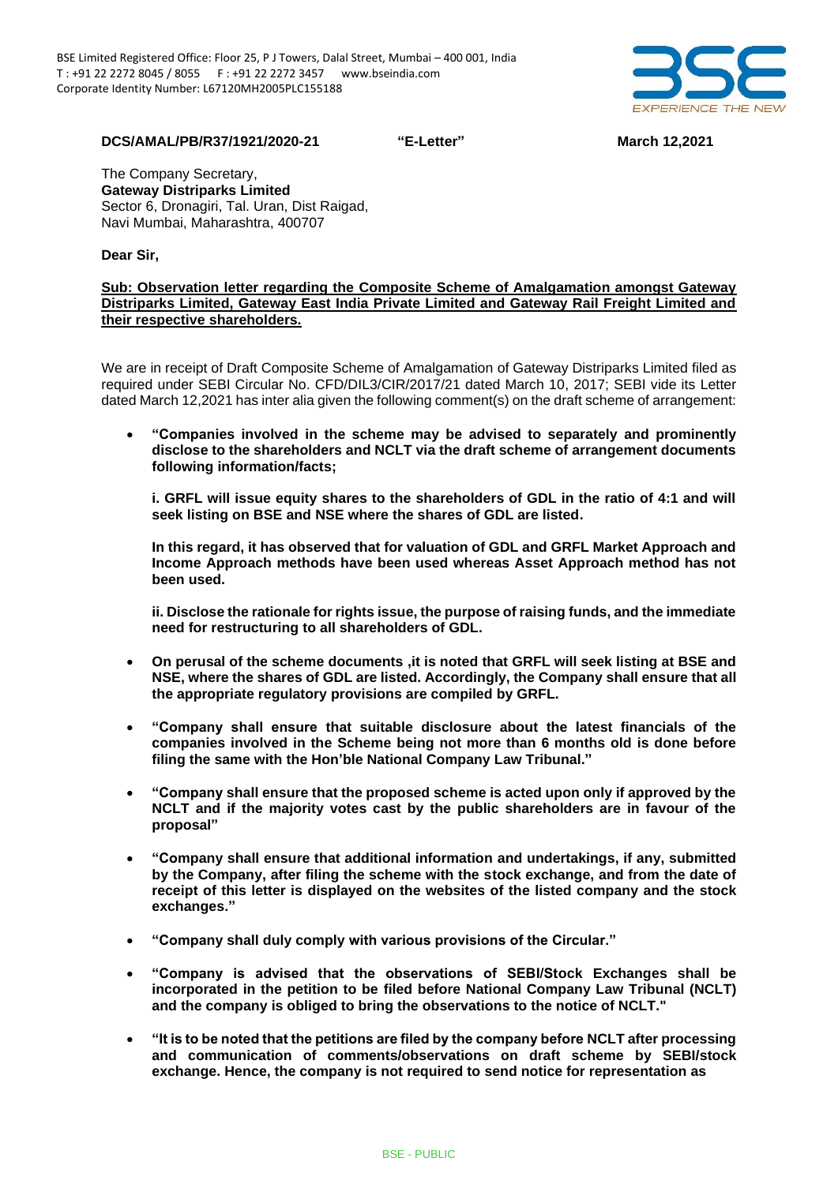BSE Limited Registered Office: Floor 25, P J Towers, Dalal Street, Mumbai – 400 001, India
T : +91 22 2272 8045 / 8055 F : +91 22 2272 3457 www.bseindia.com
Corporate Identity Number: L67120MH2005PLC155188

**DCS/AMAL/PB/R37/1921/2020-21** **"E-Letter"** **March 12,2021**

The Company Secretary,
**Gateway Distriparks Limited**
Sector 6, Dronagiri, Tal. Uran, Dist Raigad,
Navi Mumbai, Maharashtra, 400707

**Dear Sir,**

**Sub: Observation letter regarding the Composite Scheme of Amalgamation amongst Gateway Distriparks Limited, Gateway East India Private Limited and Gateway Rail Freight Limited and their respective shareholders.**

We are in receipt of Draft Composite Scheme of Amalgamation of Gateway Distriparks Limited filed as required under SEBI Circular No. CFD/DIL3/CIR/2017/21 dated March 10, 2017; SEBI vide its Letter dated March 12,2021 has inter alia given the following comment(s) on the draft scheme of arrangement:

- **"Companies involved in the scheme may be advised to separately and prominently disclose to the shareholders and NCLT via the draft scheme of arrangement documents following information/facts;**

  **i. GRFL will issue equity shares to the shareholders of GDL in the ratio of 4:1 and will seek listing on BSE and NSE where the shares of GDL are listed.**

  **In this regard, it has observed that for valuation of GDL and GRFL Market Approach and Income Approach methods have been used whereas Asset Approach method has not been used.**

  **ii. Disclose the rationale for rights issue, the purpose of raising funds, and the immediate need for restructuring to all shareholders of GDL.**

- **On perusal of the scheme documents ,it is noted that GRFL will seek listing at BSE and NSE, where the shares of GDL are listed. Accordingly, the Company shall ensure that all the appropriate regulatory provisions are compiled by GRFL.**

- **"Company shall ensure that suitable disclosure about the latest financials of the companies involved in the Scheme being not more than 6 months old is done before filing the same with the Hon'ble National Company Law Tribunal."**

- **"Company shall ensure that the proposed scheme is acted upon only if approved by the NCLT and if the majority votes cast by the public shareholders are in favour of the proposal"**

- **"Company shall ensure that additional information and undertakings, if any, submitted by the Company, after filing the scheme with the stock exchange, and from the date of receipt of this letter is displayed on the websites of the listed company and the stock exchanges."**

- **"Company shall duly comply with various provisions of the Circular."**

- **"Company is advised that the observations of SEBI/Stock Exchanges shall be incorporated in the petition to be filed before National Company Law Tribunal (NCLT) and the company is obliged to bring the observations to the notice of NCLT."**

- **"It is to be noted that the petitions are filed by the company before NCLT after processing and communication of comments/observations on draft scheme by SEBI/stock exchange. Hence, the company is not required to send notice for representation as**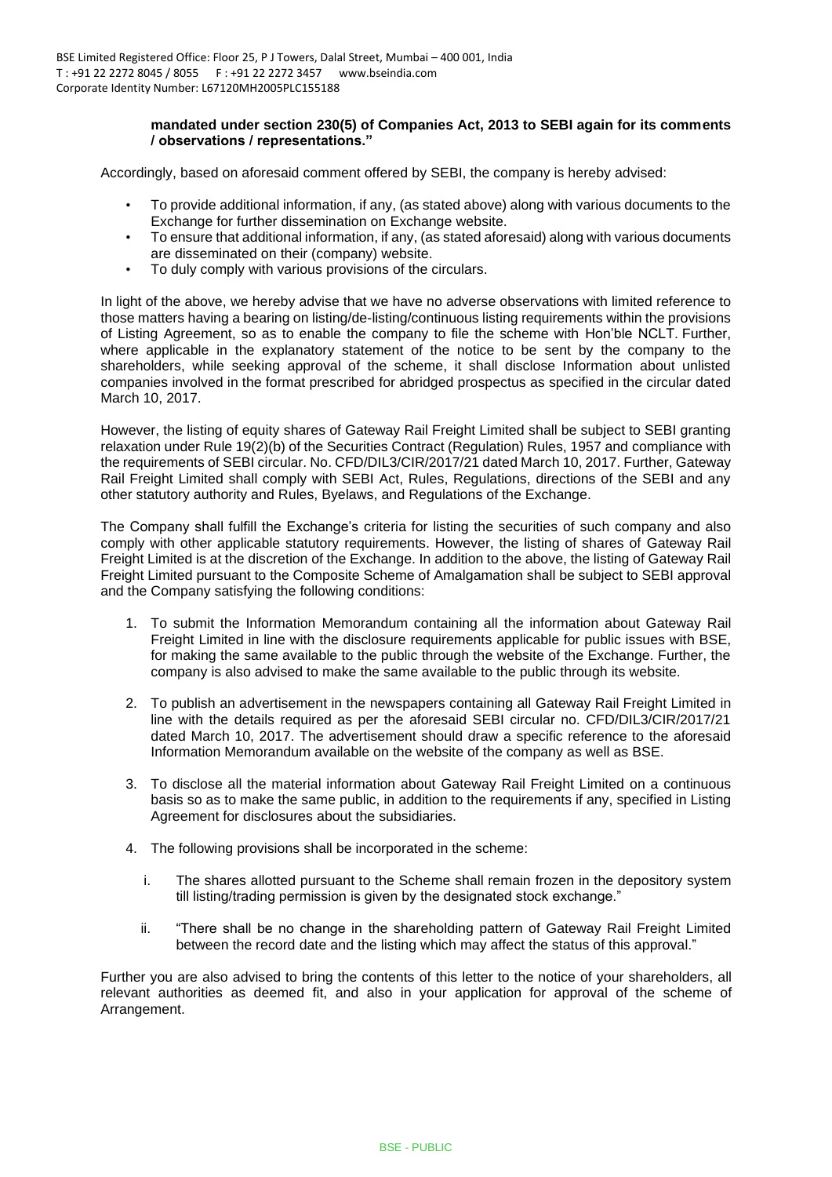**mandated under section 230(5) of Companies Act, 2013 to SEBI again for its comments / observations / representations."**

Accordingly, based on aforesaid comment offered by SEBI, the company is hereby advised:

- To provide additional information, if any, (as stated above) along with various documents to the Exchange for further dissemination on Exchange website.
- To ensure that additional information, if any, (as stated aforesaid) along with various documents are disseminated on their (company) website.
- To duly comply with various provisions of the circulars.

In light of the above, we hereby advise that we have no adverse observations with limited reference to those matters having a bearing on listing/de-listing/continuous listing requirements within the provisions of Listing Agreement, so as to enable the company to file the scheme with Hon'ble NCLT. Further, where applicable in the explanatory statement of the notice to be sent by the company to the shareholders, while seeking approval of the scheme, it shall disclose Information about unlisted companies involved in the format prescribed for abridged prospectus as specified in the circular dated March 10, 2017.

However, the listing of equity shares of Gateway Rail Freight Limited shall be subject to SEBI granting relaxation under Rule 19(2)(b) of the Securities Contract (Regulation) Rules, 1957 and compliance with the requirements of SEBI circular. No. CFD/DIL3/CIR/2017/21 dated March 10, 2017. Further, Gateway Rail Freight Limited shall comply with SEBI Act, Rules, Regulations, directions of the SEBI and any other statutory authority and Rules, Byelaws, and Regulations of the Exchange.

The Company shall fulfill the Exchange's criteria for listing the securities of such company and also comply with other applicable statutory requirements. However, the listing of shares of Gateway Rail Freight Limited is at the discretion of the Exchange. In addition to the above, the listing of Gateway Rail Freight Limited pursuant to the Composite Scheme of Amalgamation shall be subject to SEBI approval and the Company satisfying the following conditions:

1. To submit the Information Memorandum containing all the information about Gateway Rail Freight Limited in line with the disclosure requirements applicable for public issues with BSE, for making the same available to the public through the website of the Exchange. Further, the company is also advised to make the same available to the public through its website.

2. To publish an advertisement in the newspapers containing all Gateway Rail Freight Limited in line with the details required as per the aforesaid SEBI circular no. CFD/DIL3/CIR/2017/21 dated March 10, 2017. The advertisement should draw a specific reference to the aforesaid Information Memorandum available on the website of the company as well as BSE.

3. To disclose all the material information about Gateway Rail Freight Limited on a continuous basis so as to make the same public, in addition to the requirements if any, specified in Listing Agreement for disclosures about the subsidiaries.

4. The following provisions shall be incorporated in the scheme:

   i. The shares allotted pursuant to the Scheme shall remain frozen in the depository system till listing/trading permission is given by the designated stock exchange."

   ii. "There shall be no change in the shareholding pattern of Gateway Rail Freight Limited between the record date and the listing which may affect the status of this approval."

Further you are also advised to bring the contents of this letter to the notice of your shareholders, all relevant authorities as deemed fit, and also in your application for approval of the scheme of Arrangement.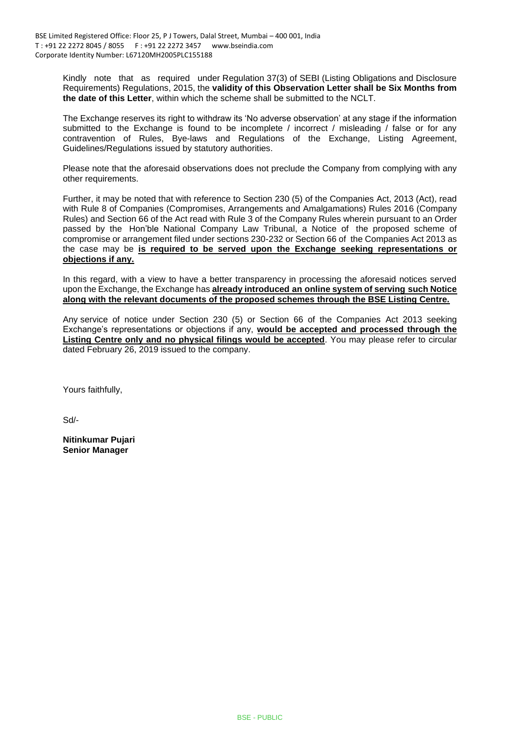BSE Limited Registered Office: Floor 25, P J Towers, Dalal Street, Mumbai – 400 001, India
T : +91 22 2272 8045 / 8055 F : +91 22 2272 3457 www.bseindia.com
Corporate Identity Number: L67120MH2005PLC155188

Kindly note that as required under Regulation 37(3) of SEBI (Listing Obligations and Disclosure Requirements) Regulations, 2015, the **validity of this Observation Letter shall be Six Months from the date of this Letter**, within which the scheme shall be submitted to the NCLT.

The Exchange reserves its right to withdraw its 'No adverse observation' at any stage if the information submitted to the Exchange is found to be incomplete / incorrect / misleading / false or for any contravention of Rules, Bye-laws and Regulations of the Exchange, Listing Agreement, Guidelines/Regulations issued by statutory authorities.

Please note that the aforesaid observations does not preclude the Company from complying with any other requirements.

Further, it may be noted that with reference to Section 230 (5) of the Companies Act, 2013 (Act), read with Rule 8 of Companies (Compromises, Arrangements and Amalgamations) Rules 2016 (Company Rules) and Section 66 of the Act read with Rule 3 of the Company Rules wherein pursuant to an Order passed by the Hon'ble National Company Law Tribunal, a Notice of the proposed scheme of compromise or arrangement filed under sections 230-232 or Section 66 of the Companies Act 2013 as the case may be **is required to be served upon the Exchange seeking representations or objections if any.**

In this regard, with a view to have a better transparency in processing the aforesaid notices served upon the Exchange, the Exchange has **already introduced an online system of serving such Notice along with the relevant documents of the proposed schemes through the BSE Listing Centre.**

Any service of notice under Section 230 (5) or Section 66 of the Companies Act 2013 seeking Exchange's representations or objections if any, **would be accepted and processed through the Listing Centre only and no physical filings would be accepted**. You may please refer to circular dated February 26, 2019 issued to the company.

Yours faithfully,

Sd/-

**Nitinkumar Pujari**
**Senior Manager**

BSE - PUBLIC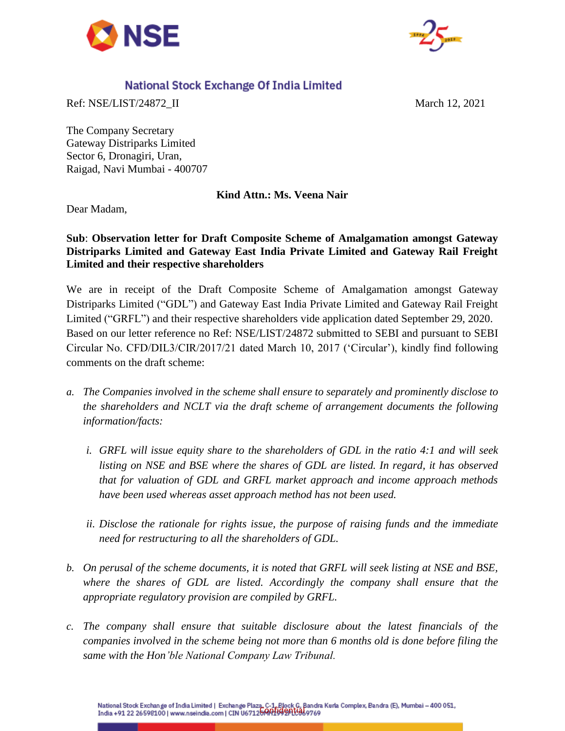## National Stock Exchange Of India Limited

Ref: NSE/LIST/24872_II

March 12, 2021

The Company Secretary
Gateway Distriparks Limited
Sector 6, Dronagiri, Uran,
Raigad, Navi Mumbai - 400707

**Kind Attn.: Ms. Veena Nair**

Dear Madam,

**Sub**: **Observation letter for Draft Composite Scheme of Amalgamation amongst Gateway Distriparks Limited and Gateway East India Private Limited and Gateway Rail Freight Limited and their respective shareholders**

We are in receipt of the Draft Composite Scheme of Amalgamation amongst Gateway Distriparks Limited ("GDL") and Gateway East India Private Limited and Gateway Rail Freight Limited ("GRFL") and their respective shareholders vide application dated September 29, 2020. Based on our letter reference no Ref: NSE/LIST/24872 submitted to SEBI and pursuant to SEBI Circular No. CFD/DIL3/CIR/2017/21 dated March 10, 2017 ('Circular'), kindly find following comments on the draft scheme:

a. *The Companies involved in the scheme shall ensure to separately and prominently disclose to the shareholders and NCLT via the draft scheme of arrangement documents the following information/facts:*

   i. *GRFL will issue equity share to the shareholders of GDL in the ratio 4:1 and will seek listing on NSE and BSE where the shares of GDL are listed. In regard, it has observed that for valuation of GDL and GRFL market approach and income approach methods have been used whereas asset approach method has not been used.*

   ii. *Disclose the rationale for rights issue, the purpose of raising funds and the immediate need for restructuring to all the shareholders of GDL.*

b. *On perusal of the scheme documents, it is noted that GRFL will seek listing at NSE and BSE, where the shares of GDL are listed. Accordingly the company shall ensure that the appropriate regulatory provision are compiled by GRFL.*

c. *The company shall ensure that suitable disclosure about the latest financials of the companies involved in the scheme being not more than 6 months old is done before filing the same with the Hon'ble National Company Law Tribunal.*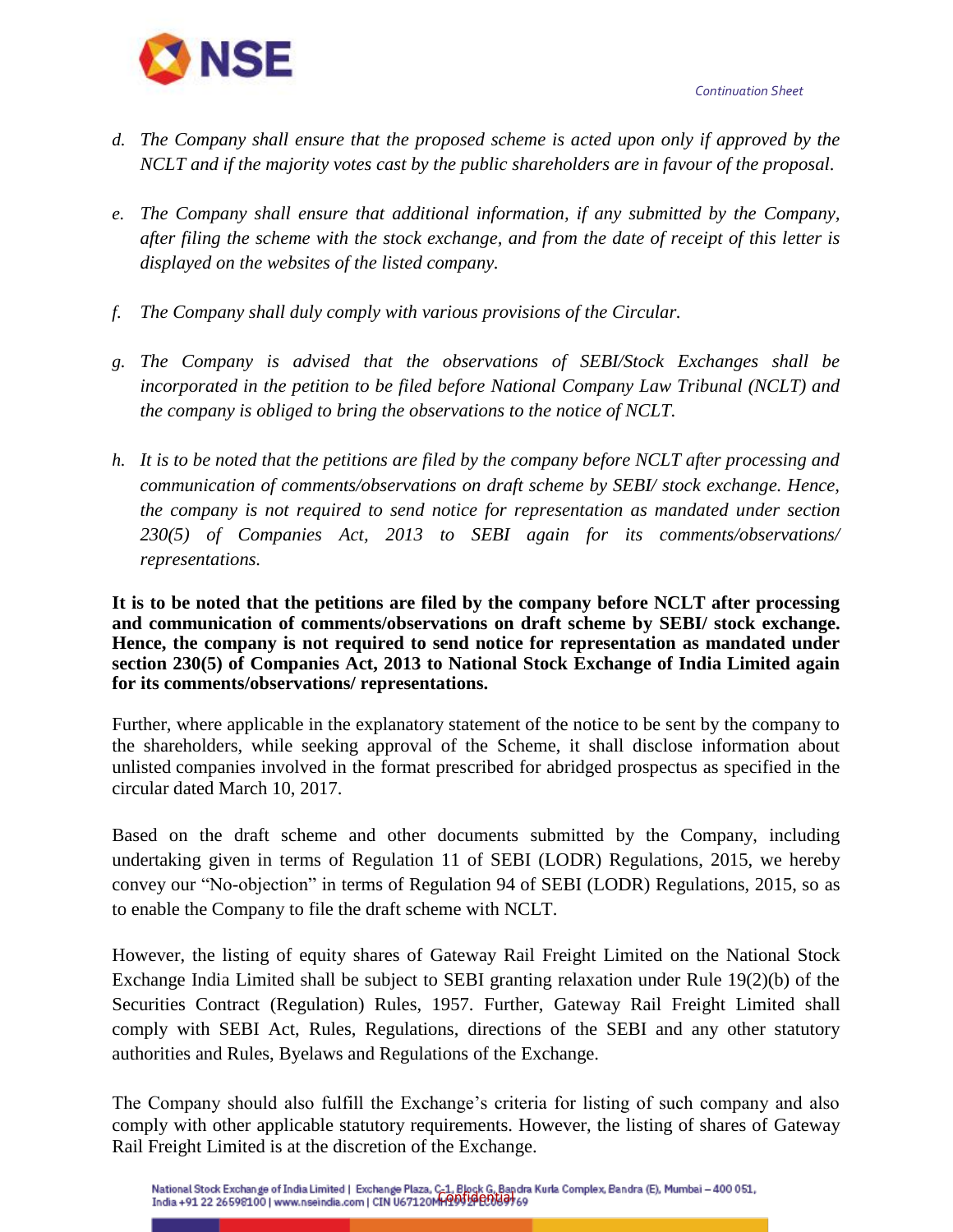d. *The Company shall ensure that the proposed scheme is acted upon only if approved by the NCLT and if the majority votes cast by the public shareholders are in favour of the proposal.*

e. *The Company shall ensure that additional information, if any submitted by the Company, after filing the scheme with the stock exchange, and from the date of receipt of this letter is displayed on the websites of the listed company.*

f. *The Company shall duly comply with various provisions of the Circular.*

g. *The Company is advised that the observations of SEBI/Stock Exchanges shall be incorporated in the petition to be filed before National Company Law Tribunal (NCLT) and the company is obliged to bring the observations to the notice of NCLT.*

h. *It is to be noted that the petitions are filed by the company before NCLT after processing and communication of comments/observations on draft scheme by SEBI/ stock exchange. Hence, the company is not required to send notice for representation as mandated under section 230(5) of Companies Act, 2013 to SEBI again for its comments/observations/ representations.*

**It is to be noted that the petitions are filed by the company before NCLT after processing and communication of comments/observations on draft scheme by SEBI/ stock exchange. Hence, the company is not required to send notice for representation as mandated under section 230(5) of Companies Act, 2013 to National Stock Exchange of India Limited again for its comments/observations/ representations.**

Further, where applicable in the explanatory statement of the notice to be sent by the company to the shareholders, while seeking approval of the Scheme, it shall disclose information about unlisted companies involved in the format prescribed for abridged prospectus as specified in the circular dated March 10, 2017.

Based on the draft scheme and other documents submitted by the Company, including undertaking given in terms of Regulation 11 of SEBI (LODR) Regulations, 2015, we hereby convey our "No-objection" in terms of Regulation 94 of SEBI (LODR) Regulations, 2015, so as to enable the Company to file the draft scheme with NCLT.

However, the listing of equity shares of Gateway Rail Freight Limited on the National Stock Exchange India Limited shall be subject to SEBI granting relaxation under Rule 19(2)(b) of the Securities Contract (Regulation) Rules, 1957. Further, Gateway Rail Freight Limited shall comply with SEBI Act, Rules, Regulations, directions of the SEBI and any other statutory authorities and Rules, Byelaws and Regulations of the Exchange.

The Company should also fulfill the Exchange's criteria for listing of such company and also comply with other applicable statutory requirements. However, the listing of shares of Gateway Rail Freight Limited is at the discretion of the Exchange.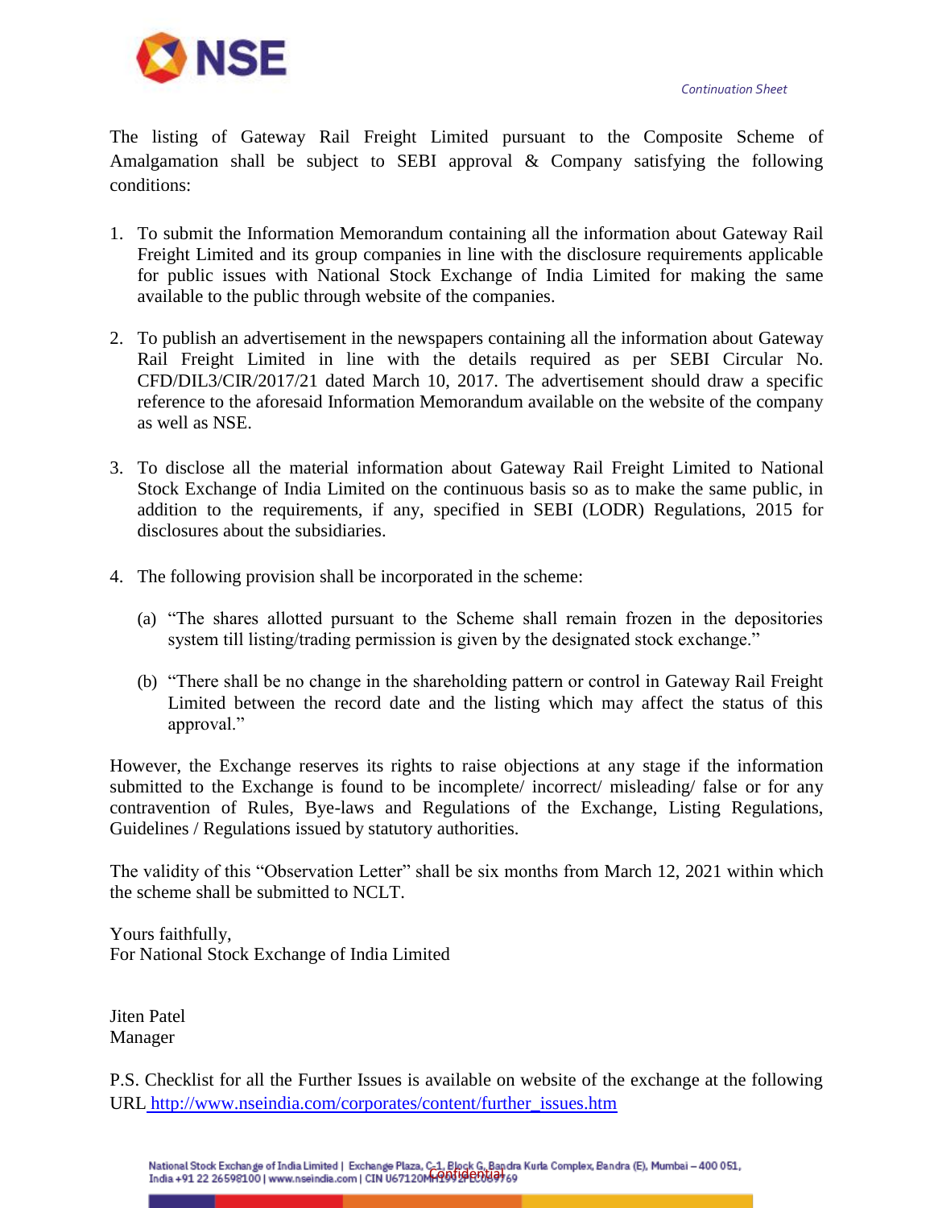The listing of Gateway Rail Freight Limited pursuant to the Composite Scheme of Amalgamation shall be subject to SEBI approval & Company satisfying the following conditions:

1. To submit the Information Memorandum containing all the information about Gateway Rail Freight Limited and its group companies in line with the disclosure requirements applicable for public issues with National Stock Exchange of India Limited for making the same available to the public through website of the companies.

2. To publish an advertisement in the newspapers containing all the information about Gateway Rail Freight Limited in line with the details required as per SEBI Circular No. CFD/DIL3/CIR/2017/21 dated March 10, 2017. The advertisement should draw a specific reference to the aforesaid Information Memorandum available on the website of the company as well as NSE.

3. To disclose all the material information about Gateway Rail Freight Limited to National Stock Exchange of India Limited on the continuous basis so as to make the same public, in addition to the requirements, if any, specified in SEBI (LODR) Regulations, 2015 for disclosures about the subsidiaries.

4. The following provision shall be incorporated in the scheme:

   (a) "The shares allotted pursuant to the Scheme shall remain frozen in the depositories system till listing/trading permission is given by the designated stock exchange."

   (b) "There shall be no change in the shareholding pattern or control in Gateway Rail Freight Limited between the record date and the listing which may affect the status of this approval."

However, the Exchange reserves its rights to raise objections at any stage if the information submitted to the Exchange is found to be incomplete/ incorrect/ misleading/ false or for any contravention of Rules, Bye-laws and Regulations of the Exchange, Listing Regulations, Guidelines / Regulations issued by statutory authorities.

The validity of this "Observation Letter" shall be six months from March 12, 2021 within which the scheme shall be submitted to NCLT.

Yours faithfully,
For National Stock Exchange of India Limited

Jiten Patel
Manager

P.S. Checklist for all the Further Issues is available on website of the exchange at the following URL http://www.nseindia.com/corporates/content/further_issues.htm